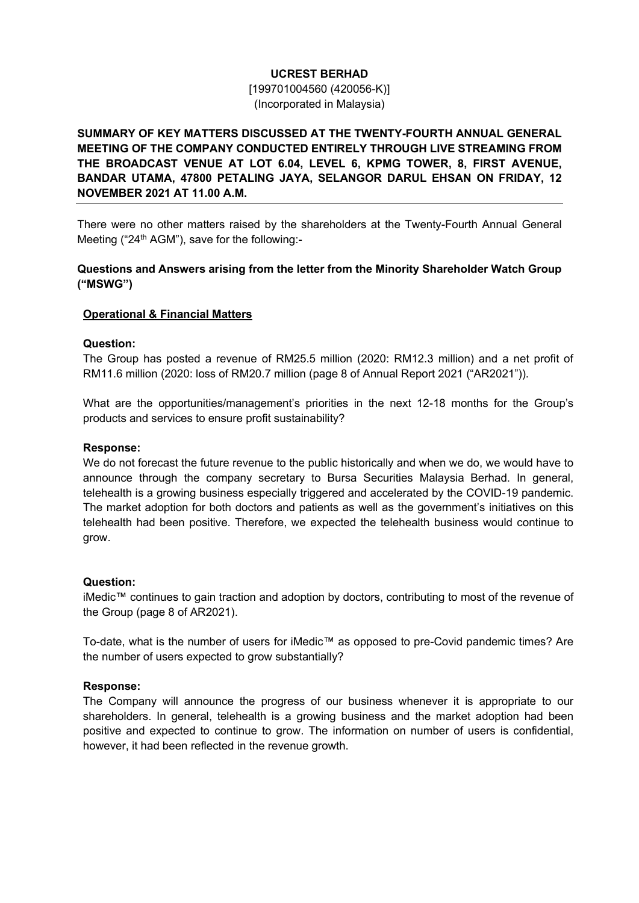**UCREST BERHAD**
[199701004560 (420056-K)]
(Incorporated in Malaysia)

**SUMMARY OF KEY MATTERS DISCUSSED AT THE TWENTY-FOURTH ANNUAL GENERAL MEETING OF THE COMPANY CONDUCTED ENTIRELY THROUGH LIVE STREAMING FROM THE BROADCAST VENUE AT LOT 6.04, LEVEL 6, KPMG TOWER, 8, FIRST AVENUE, BANDAR UTAMA, 47800 PETALING JAYA, SELANGOR DARUL EHSAN ON FRIDAY, 12 NOVEMBER 2021 AT 11.00 A.M.**

There were no other matters raised by the shareholders at the Twenty-Fourth Annual General Meeting ("24th AGM"), save for the following:-

**Questions and Answers arising from the letter from the Minority Shareholder Watch Group ("MSWG")**

**Operational & Financial Matters**

**Question:**
The Group has posted a revenue of RM25.5 million (2020: RM12.3 million) and a net profit of RM11.6 million (2020: loss of RM20.7 million (page 8 of Annual Report 2021 ("AR2021")).

What are the opportunities/management's priorities in the next 12-18 months for the Group's products and services to ensure profit sustainability?

**Response:**
We do not forecast the future revenue to the public historically and when we do, we would have to announce through the company secretary to Bursa Securities Malaysia Berhad. In general, telehealth is a growing business especially triggered and accelerated by the COVID-19 pandemic. The market adoption for both doctors and patients as well as the government's initiatives on this telehealth had been positive. Therefore, we expected the telehealth business would continue to grow.

**Question:**
iMedic™ continues to gain traction and adoption by doctors, contributing to most of the revenue of the Group (page 8 of AR2021).

To-date, what is the number of users for iMedic™ as opposed to pre-Covid pandemic times? Are the number of users expected to grow substantially?

**Response:**
The Company will announce the progress of our business whenever it is appropriate to our shareholders. In general, telehealth is a growing business and the market adoption had been positive and expected to continue to grow. The information on number of users is confidential, however, it had been reflected in the revenue growth.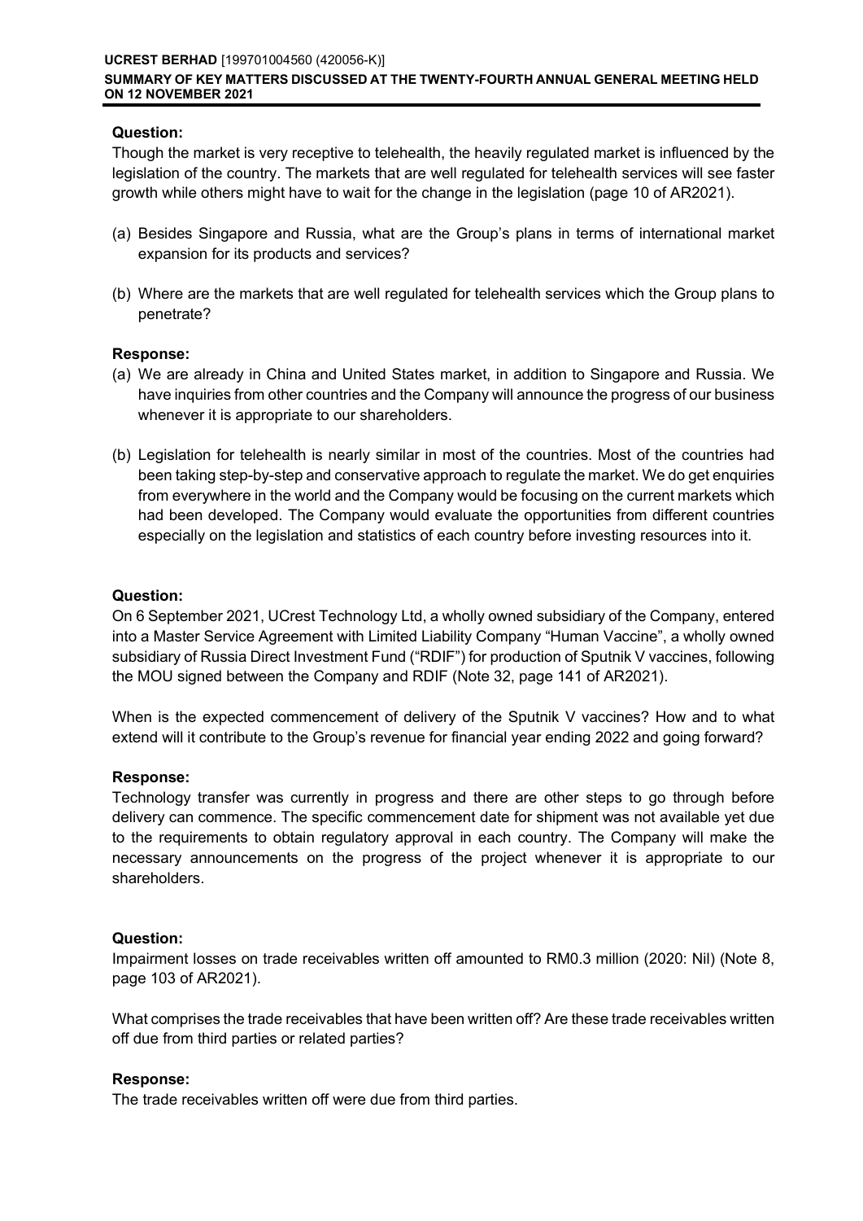**Question:**

Though the market is very receptive to telehealth, the heavily regulated market is influenced by the legislation of the country. The markets that are well regulated for telehealth services will see faster growth while others might have to wait for the change in the legislation (page 10 of AR2021).

(a) Besides Singapore and Russia, what are the Group's plans in terms of international market expansion for its products and services?

(b) Where are the markets that are well regulated for telehealth services which the Group plans to penetrate?

**Response:**

(a) We are already in China and United States market, in addition to Singapore and Russia. We have inquiries from other countries and the Company will announce the progress of our business whenever it is appropriate to our shareholders.

(b) Legislation for telehealth is nearly similar in most of the countries. Most of the countries had been taking step-by-step and conservative approach to regulate the market. We do get enquiries from everywhere in the world and the Company would be focusing on the current markets which had been developed. The Company would evaluate the opportunities from different countries especially on the legislation and statistics of each country before investing resources into it.

**Question:**

On 6 September 2021, UCrest Technology Ltd, a wholly owned subsidiary of the Company, entered into a Master Service Agreement with Limited Liability Company "Human Vaccine", a wholly owned subsidiary of Russia Direct Investment Fund ("RDIF") for production of Sputnik V vaccines, following the MOU signed between the Company and RDIF (Note 32, page 141 of AR2021).

When is the expected commencement of delivery of the Sputnik V vaccines? How and to what extend will it contribute to the Group's revenue for financial year ending 2022 and going forward?

**Response:**

Technology transfer was currently in progress and there are other steps to go through before delivery can commence. The specific commencement date for shipment was not available yet due to the requirements to obtain regulatory approval in each country. The Company will make the necessary announcements on the progress of the project whenever it is appropriate to our shareholders.

**Question:**

Impairment losses on trade receivables written off amounted to RM0.3 million (2020: Nil) (Note 8, page 103 of AR2021).

What comprises the trade receivables that have been written off? Are these trade receivables written off due from third parties or related parties?

**Response:**

The trade receivables written off were due from third parties.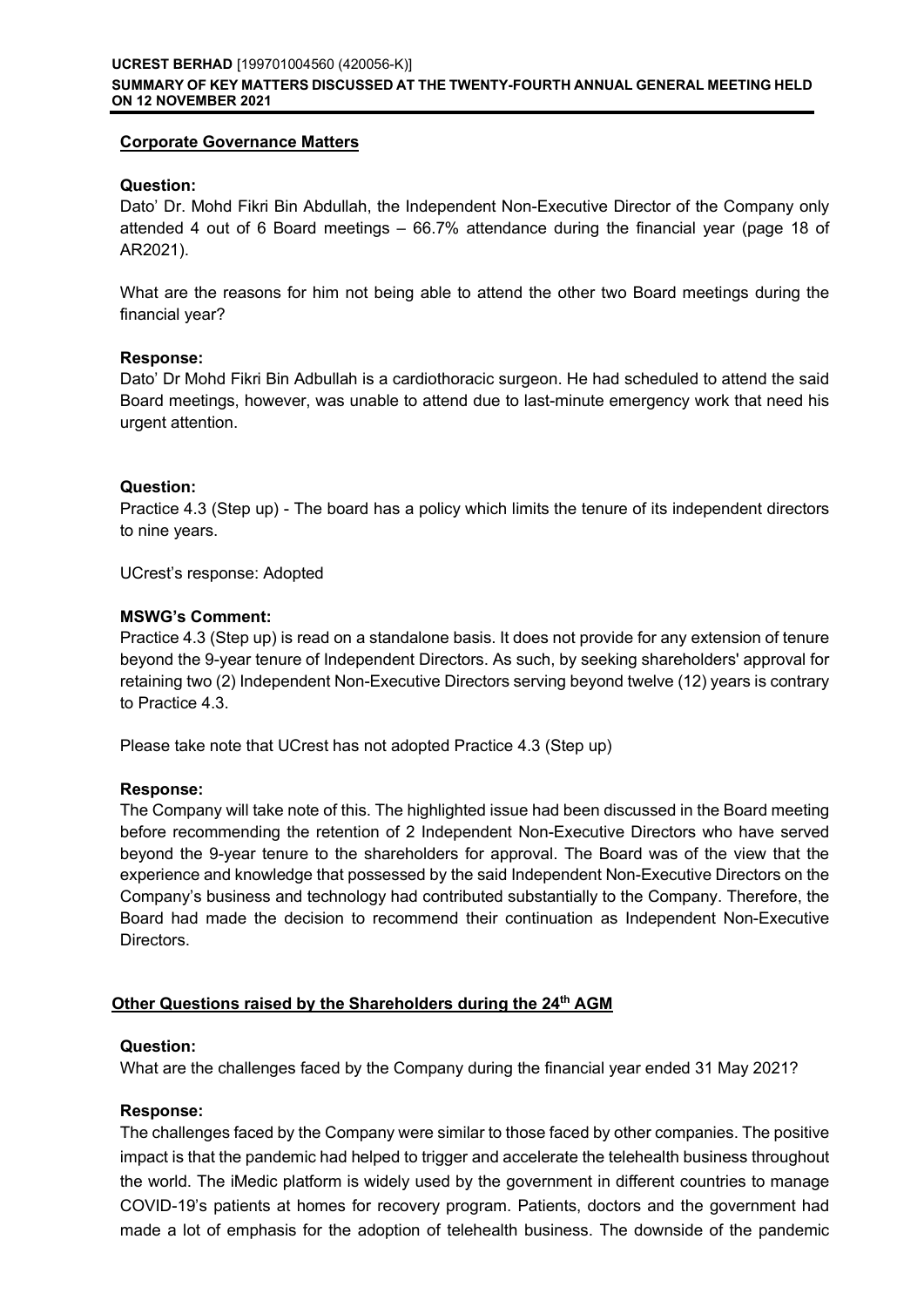## Corporate Governance Matters

**Question:**

Dato' Dr. Mohd Fikri Bin Abdullah, the Independent Non-Executive Director of the Company only attended 4 out of 6 Board meetings – 66.7% attendance during the financial year (page 18 of AR2021).

What are the reasons for him not being able to attend the other two Board meetings during the financial year?

**Response:**

Dato' Dr Mohd Fikri Bin Adbullah is a cardiothoracic surgeon. He had scheduled to attend the said Board meetings, however, was unable to attend due to last-minute emergency work that need his urgent attention.

**Question:**

Practice 4.3 (Step up) - The board has a policy which limits the tenure of its independent directors to nine years.

UCrest's response: Adopted

**MSWG's Comment:**

Practice 4.3 (Step up) is read on a standalone basis. It does not provide for any extension of tenure beyond the 9-year tenure of Independent Directors. As such, by seeking shareholders' approval for retaining two (2) Independent Non-Executive Directors serving beyond twelve (12) years is contrary to Practice 4.3.

Please take note that UCrest has not adopted Practice 4.3 (Step up)

**Response:**

The Company will take note of this. The highlighted issue had been discussed in the Board meeting before recommending the retention of 2 Independent Non-Executive Directors who have served beyond the 9-year tenure to the shareholders for approval. The Board was of the view that the experience and knowledge that possessed by the said Independent Non-Executive Directors on the Company's business and technology had contributed substantially to the Company. Therefore, the Board had made the decision to recommend their continuation as Independent Non-Executive Directors.

## Other Questions raised by the Shareholders during the 24th AGM

**Question:**

What are the challenges faced by the Company during the financial year ended 31 May 2021?

**Response:**

The challenges faced by the Company were similar to those faced by other companies. The positive impact is that the pandemic had helped to trigger and accelerate the telehealth business throughout the world. The iMedic platform is widely used by the government in different countries to manage COVID-19's patients at homes for recovery program. Patients, doctors and the government had made a lot of emphasis for the adoption of telehealth business. The downside of the pandemic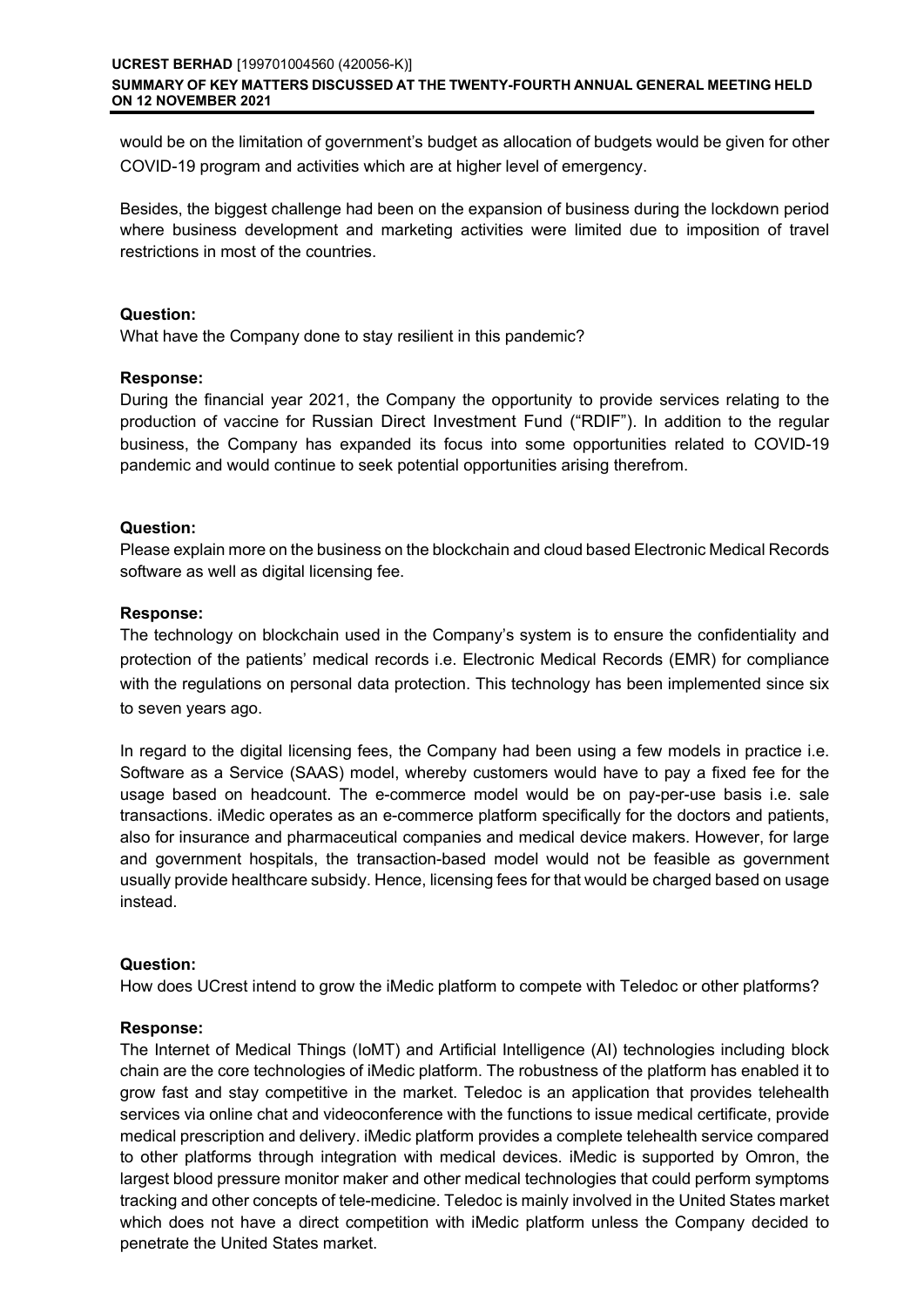would be on the limitation of government's budget as allocation of budgets would be given for other COVID-19 program and activities which are at higher level of emergency.

Besides, the biggest challenge had been on the expansion of business during the lockdown period where business development and marketing activities were limited due to imposition of travel restrictions in most of the countries.

**Question:**
What have the Company done to stay resilient in this pandemic?

**Response:**
During the financial year 2021, the Company the opportunity to provide services relating to the production of vaccine for Russian Direct Investment Fund ("RDIF"). In addition to the regular business, the Company has expanded its focus into some opportunities related to COVID-19 pandemic and would continue to seek potential opportunities arising therefrom.

**Question:**
Please explain more on the business on the blockchain and cloud based Electronic Medical Records software as well as digital licensing fee.

**Response:**
The technology on blockchain used in the Company's system is to ensure the confidentiality and protection of the patients' medical records i.e. Electronic Medical Records (EMR) for compliance with the regulations on personal data protection. This technology has been implemented since six to seven years ago.

In regard to the digital licensing fees, the Company had been using a few models in practice i.e. Software as a Service (SAAS) model, whereby customers would have to pay a fixed fee for the usage based on headcount. The e-commerce model would be on pay-per-use basis i.e. sale transactions. iMedic operates as an e-commerce platform specifically for the doctors and patients, also for insurance and pharmaceutical companies and medical device makers. However, for large and government hospitals, the transaction-based model would not be feasible as government usually provide healthcare subsidy. Hence, licensing fees for that would be charged based on usage instead.

**Question:**
How does UCrest intend to grow the iMedic platform to compete with Teledoc or other platforms?

**Response:**
The Internet of Medical Things (IoMT) and Artificial Intelligence (AI) technologies including block chain are the core technologies of iMedic platform. The robustness of the platform has enabled it to grow fast and stay competitive in the market. Teledoc is an application that provides telehealth services via online chat and videoconference with the functions to issue medical certificate, provide medical prescription and delivery. iMedic platform provides a complete telehealth service compared to other platforms through integration with medical devices. iMedic is supported by Omron, the largest blood pressure monitor maker and other medical technologies that could perform symptoms tracking and other concepts of tele-medicine. Teledoc is mainly involved in the United States market which does not have a direct competition with iMedic platform unless the Company decided to penetrate the United States market.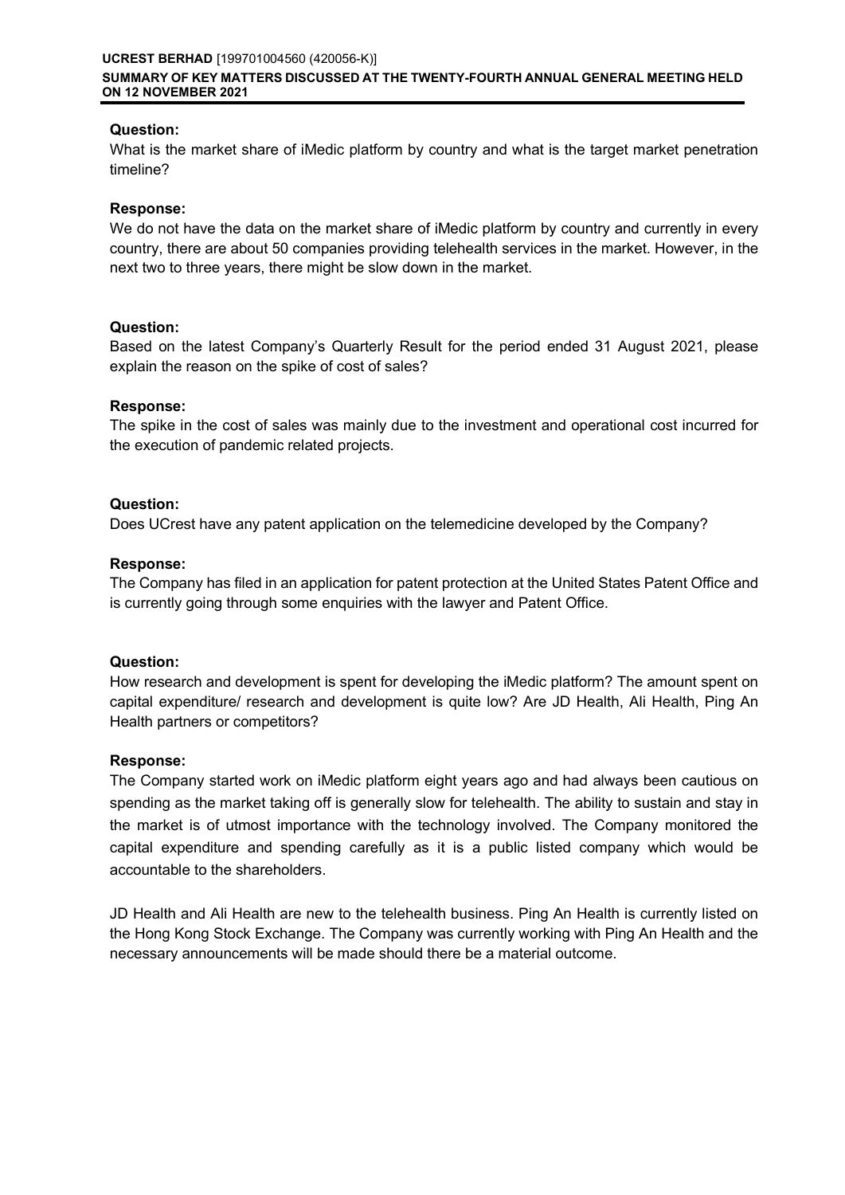**Question:**
What is the market share of iMedic platform by country and what is the target market penetration timeline?

**Response:**
We do not have the data on the market share of iMedic platform by country and currently in every country, there are about 50 companies providing telehealth services in the market. However, in the next two to three years, there might be slow down in the market.

**Question:**
Based on the latest Company's Quarterly Result for the period ended 31 August 2021, please explain the reason on the spike of cost of sales?

**Response:**
The spike in the cost of sales was mainly due to the investment and operational cost incurred for the execution of pandemic related projects.

**Question:**
Does UCrest have any patent application on the telemedicine developed by the Company?

**Response:**
The Company has filed in an application for patent protection at the United States Patent Office and is currently going through some enquiries with the lawyer and Patent Office.

**Question:**
How research and development is spent for developing the iMedic platform? The amount spent on capital expenditure/ research and development is quite low? Are JD Health, Ali Health, Ping An Health partners or competitors?

**Response:**
The Company started work on iMedic platform eight years ago and had always been cautious on spending as the market taking off is generally slow for telehealth. The ability to sustain and stay in the market is of utmost importance with the technology involved. The Company monitored the capital expenditure and spending carefully as it is a public listed company which would be accountable to the shareholders.

JD Health and Ali Health are new to the telehealth business. Ping An Health is currently listed on the Hong Kong Stock Exchange. The Company was currently working with Ping An Health and the necessary announcements will be made should there be a material outcome.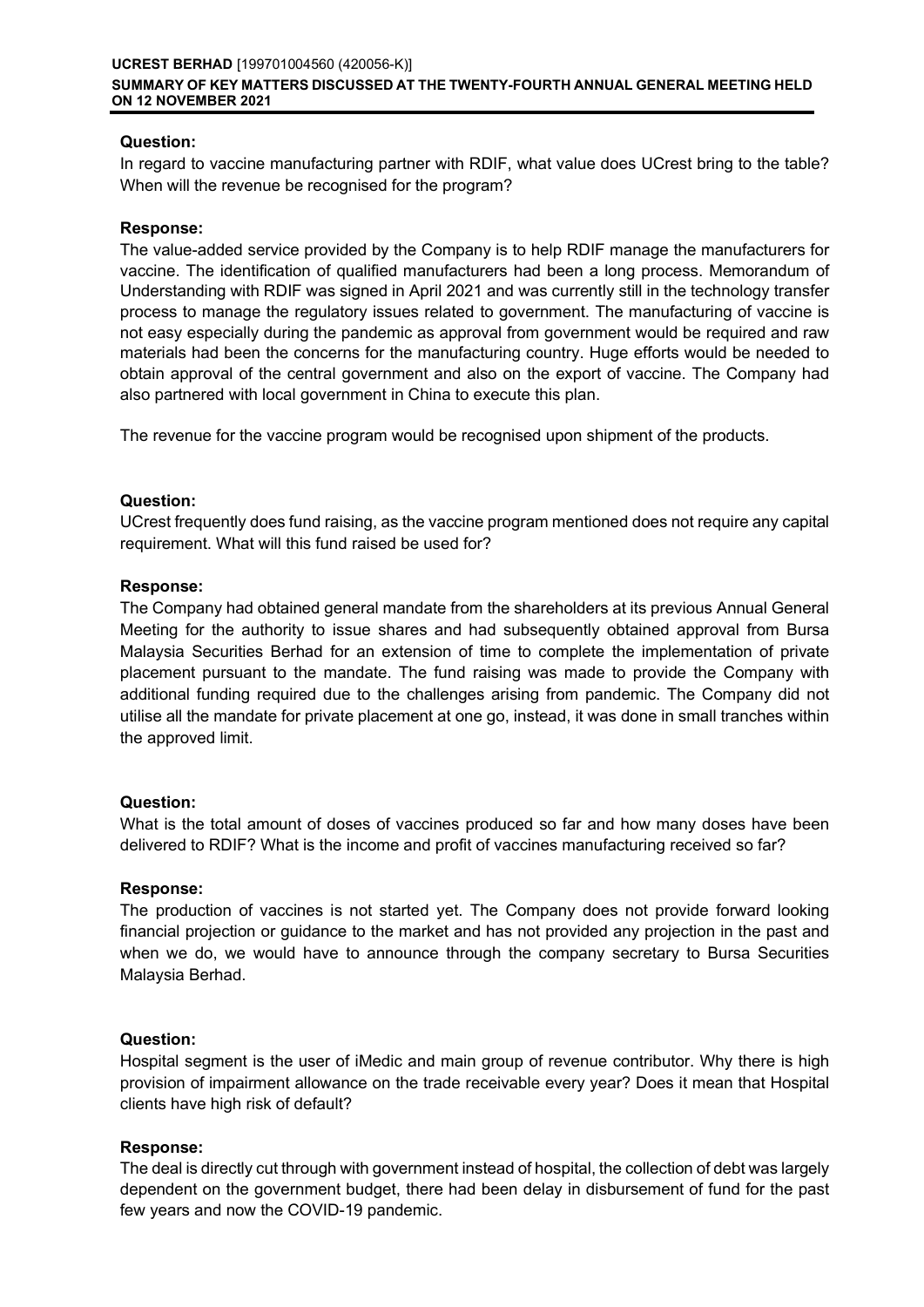**Question:**

In regard to vaccine manufacturing partner with RDIF, what value does UCrest bring to the table? When will the revenue be recognised for the program?

**Response:**

The value-added service provided by the Company is to help RDIF manage the manufacturers for vaccine. The identification of qualified manufacturers had been a long process. Memorandum of Understanding with RDIF was signed in April 2021 and was currently still in the technology transfer process to manage the regulatory issues related to government. The manufacturing of vaccine is not easy especially during the pandemic as approval from government would be required and raw materials had been the concerns for the manufacturing country. Huge efforts would be needed to obtain approval of the central government and also on the export of vaccine. The Company had also partnered with local government in China to execute this plan.

The revenue for the vaccine program would be recognised upon shipment of the products.

**Question:**

UCrest frequently does fund raising, as the vaccine program mentioned does not require any capital requirement. What will this fund raised be used for?

**Response:**

The Company had obtained general mandate from the shareholders at its previous Annual General Meeting for the authority to issue shares and had subsequently obtained approval from Bursa Malaysia Securities Berhad for an extension of time to complete the implementation of private placement pursuant to the mandate. The fund raising was made to provide the Company with additional funding required due to the challenges arising from pandemic. The Company did not utilise all the mandate for private placement at one go, instead, it was done in small tranches within the approved limit.

**Question:**

What is the total amount of doses of vaccines produced so far and how many doses have been delivered to RDIF? What is the income and profit of vaccines manufacturing received so far?

**Response:**

The production of vaccines is not started yet. The Company does not provide forward looking financial projection or guidance to the market and has not provided any projection in the past and when we do, we would have to announce through the company secretary to Bursa Securities Malaysia Berhad.

**Question:**

Hospital segment is the user of iMedic and main group of revenue contributor. Why there is high provision of impairment allowance on the trade receivable every year? Does it mean that Hospital clients have high risk of default?

**Response:**

The deal is directly cut through with government instead of hospital, the collection of debt was largely dependent on the government budget, there had been delay in disbursement of fund for the past few years and now the COVID-19 pandemic.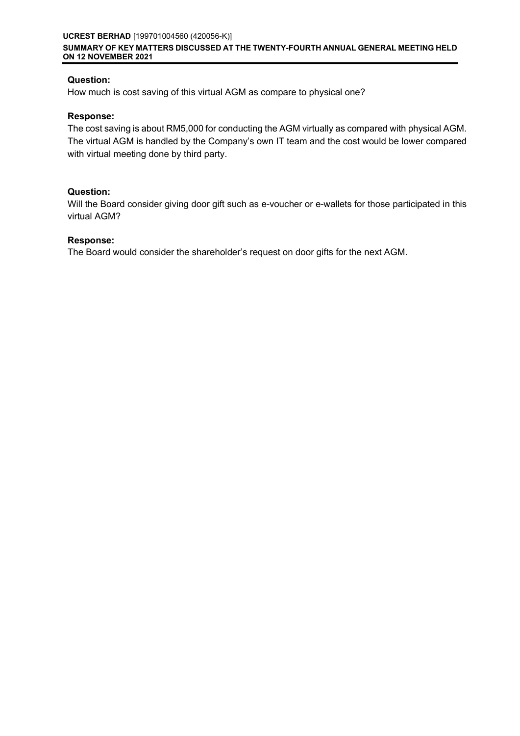**Question:**
How much is cost saving of this virtual AGM as compare to physical one?

**Response:**
The cost saving is about RM5,000 for conducting the AGM virtually as compared with physical AGM. The virtual AGM is handled by the Company's own IT team and the cost would be lower compared with virtual meeting done by third party.

**Question:**
Will the Board consider giving door gift such as e-voucher or e-wallets for those participated in this virtual AGM?

**Response:**
The Board would consider the shareholder's request on door gifts for the next AGM.